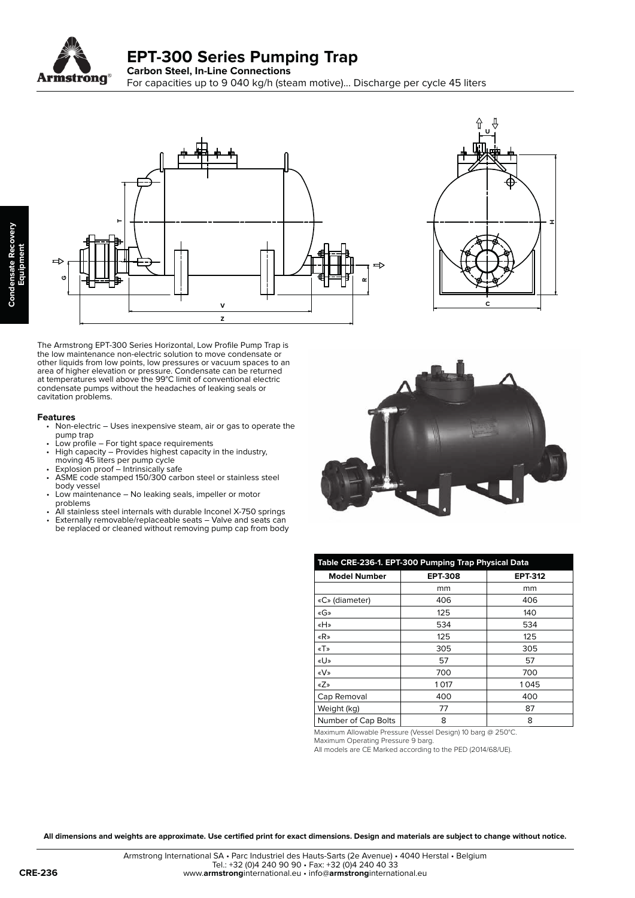# EPT-300 Series Pumping Trap

**Carbon Steel, In-Line Connections**

For capacities up to 9 040 kg/h (steam motive)... Discharge per cycle 45 liters

The Armstrong EPT-300 Series Horizontal, Low Profile Pump Trap is the low maintenance non-electric solution to move condensate or other liquids from low points, low pressures or vacuum spaces to an area of higher elevation or pressure. Condensate can be returned at temperatures well above the 99°C limit of conventional electric condensate pumps without the headaches of leaking seals or cavitation problems.

### Features

- Non-electric – Uses inexpensive steam, air or gas to operate the pump trap
- Low profile – For tight space requirements
- High capacity – Provides highest capacity in the industry, moving 45 liters per pump cycle
- Explosion proof – Intrinsically safe
- ASME code stamped 150/300 carbon steel or stainless steel body vessel
- Low maintenance – No leaking seals, impeller or motor problems
- All stainless steel internals with durable Inconel X-750 springs
- Externally removable/replaceable seats – Valve and seats can be replaced or cleaned without removing pump cap from body

**Table CRE-236-1. EPT-300 Pumping Trap Physical Data**

| Model Number | EPT-308 | EPT-312 |
|---|---|---|
| | mm | mm |
| «C» (diameter) | 406 | 406 |
| «G» | 125 | 140 |
| «H» | 534 | 534 |
| «R» | 125 | 125 |
| «T» | 305 | 305 |
| «U» | 57 | 57 |
| «V» | 700 | 700 |
| «Z» | 1 017 | 1 045 |
| Cap Removal | 400 | 400 |
| Weight (kg) | 77 | 87 |
| Number of Cap Bolts | 8 | 8 |

Maximum Allowable Pressure (Vessel Design) 10 barg @ 250°C.
Maximum Operating Pressure 9 barg.
All models are CE Marked according to the PED (2014/68/UE).

**All dimensions and weights are approximate. Use certified print for exact dimensions. Design and materials are subject to change without notice.**

Armstrong International SA • Parc Industriel des Hauts-Sarts (2e Avenue) • 4040 Herstal • Belgium
Tel.: +32 (0)4 240 90 90 • Fax: +32 (0)4 240 40 33
www.armstronginternational.eu • info@armstronginternational.eu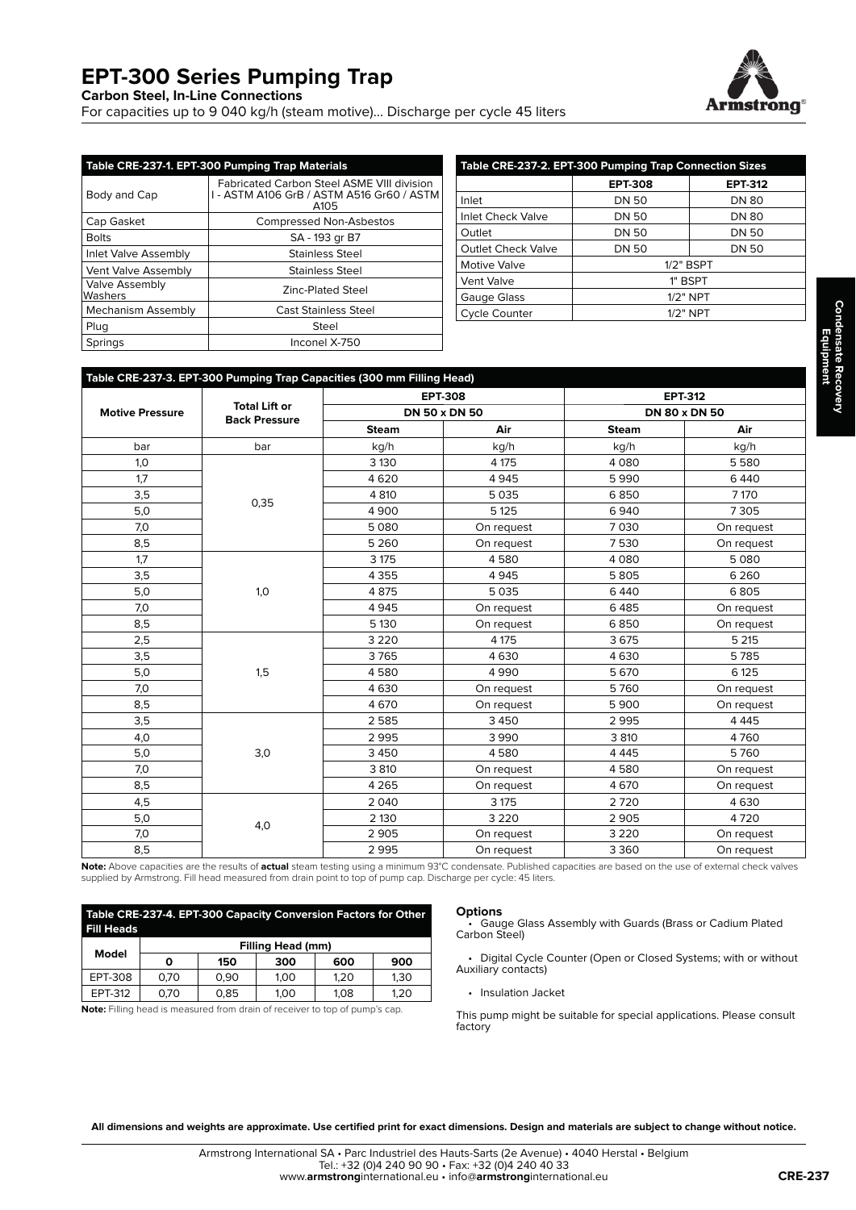# EPT-300 Series Pumping Trap

**Carbon Steel, In-Line Connections**

For capacities up to 9 040 kg/h (steam motive)... Discharge per cycle 45 liters

| Table CRE-237-1. EPT-300 Pumping Trap Materials | |
|---|---|
| Body and Cap | Fabricated Carbon Steel ASME VIII division I - ASTM A106 GrB / ASTM A516 Gr60 / ASTM A105 |
| Cap Gasket | Compressed Non-Asbestos |
| Bolts | SA - 193 gr B7 |
| Inlet Valve Assembly | Stainless Steel |
| Vent Valve Assembly | Stainless Steel |
| Valve Assembly Washers | Zinc-Plated Steel |
| Mechanism Assembly | Cast Stainless Steel |
| Plug | Steel |
| Springs | Inconel X-750 |

| Table CRE-237-2. EPT-300 Pumping Trap Connection Sizes | | |
|---|---|---|
| | EPT-308 | EPT-312 |
| Inlet | DN 50 | DN 80 |
| Inlet Check Valve | DN 50 | DN 80 |
| Outlet | DN 50 | DN 50 |
| Outlet Check Valve | DN 50 | DN 50 |
| Motive Valve | 1/2" BSPT | |
| Vent Valve | 1" BSPT | |
| Gauge Glass | 1/2" NPT | |
| Cycle Counter | 1/2" NPT | |

**Table CRE-237-3. EPT-300 Pumping Trap Capacities (300 mm Filling Head)**

| Motive Pressure | Total Lift or Back Pressure | EPT-308 DN 50 x DN 50 | | EPT-312 DN 80 x DN 50 | |
|---|---|---|---|---|---|
| | | Steam | Air | Steam | Air |
| bar | bar | kg/h | kg/h | kg/h | kg/h |
| 1,0 | 0,35 | 3 130 | 4 175 | 4 080 | 5 580 |
| 1,7 | 0,35 | 4 620 | 4 945 | 5 990 | 6 440 |
| 3,5 | 0,35 | 4 810 | 5 035 | 6 850 | 7 170 |
| 5,0 | 0,35 | 4 900 | 5 125 | 6 940 | 7 305 |
| 7,0 | 0,35 | 5 080 | On request | 7 030 | On request |
| 8,5 | 0,35 | 5 260 | On request | 7 530 | On request |
| 1,7 | 1,0 | 3 175 | 4 580 | 4 080 | 5 080 |
| 3,5 | 1,0 | 4 355 | 4 945 | 5 805 | 6 260 |
| 5,0 | 1,0 | 4 875 | 5 035 | 6 440 | 6 805 |
| 7,0 | 1,0 | 4 945 | On request | 6 485 | On request |
| 8,5 | 1,0 | 5 130 | On request | 6 850 | On request |
| 2,5 | 1,5 | 3 220 | 4 175 | 3 675 | 5 215 |
| 3,5 | 1,5 | 3 765 | 4 630 | 4 630 | 5 785 |
| 5,0 | 1,5 | 4 580 | 4 990 | 5 670 | 6 125 |
| 7,0 | 1,5 | 4 630 | On request | 5 760 | On request |
| 8,5 | 1,5 | 4 670 | On request | 5 900 | On request |
| 3,5 | 3,0 | 2 585 | 3 450 | 2 995 | 4 445 |
| 4,0 | 3,0 | 2 995 | 3 990 | 3 810 | 4 760 |
| 5,0 | 3,0 | 3 450 | 4 580 | 4 445 | 5 760 |
| 7,0 | 3,0 | 3 810 | On request | 4 580 | On request |
| 8,5 | 3,0 | 4 265 | On request | 4 670 | On request |
| 4,5 | 4,0 | 2 040 | 3 175 | 2 720 | 4 630 |
| 5,0 | 4,0 | 2 130 | 3 220 | 2 905 | 4 720 |
| 7,0 | 4,0 | 2 905 | On request | 3 220 | On request |
| 8,5 | 4,0 | 2 995 | On request | 3 360 | On request |

**Note:** Above capacities are the results of **actual** steam testing using a minimum 93°C condensate. Published capacities are based on the use of external check valves supplied by Armstrong. Fill head measured from drain point to top of pump cap. Discharge per cycle: 45 liters.

**Table CRE-237-4. EPT-300 Capacity Conversion Factors for Other Fill Heads**

| Model | Filling Head (mm) | | | | |
|---|---|---|---|---|---|
| | 0 | 150 | 300 | 600 | 900 |
| EPT-308 | 0,70 | 0,90 | 1,00 | 1,20 | 1,30 |
| EPT-312 | 0,70 | 0,85 | 1,00 | 1,08 | 1,20 |

**Note:** Filling head is measured from drain of receiver to top of pump's cap.

**Options**

- Gauge Glass Assembly with Guards (Brass or Cadium Plated Carbon Steel)
- Digital Cycle Counter (Open or Closed Systems; with or without Auxiliary contacts)
- Insulation Jacket

This pump might be suitable for special applications. Please consult factory

**All dimensions and weights are approximate. Use certified print for exact dimensions. Design and materials are subject to change without notice.**

Armstrong International SA • Parc Industriel des Hauts-Sarts (2e Avenue) • 4040 Herstal • Belgium
Tel.: +32 (0)4 240 90 90 • Fax: +32 (0)4 240 40 33
www.**armstrong**international.eu • info@**armstrong**international.eu